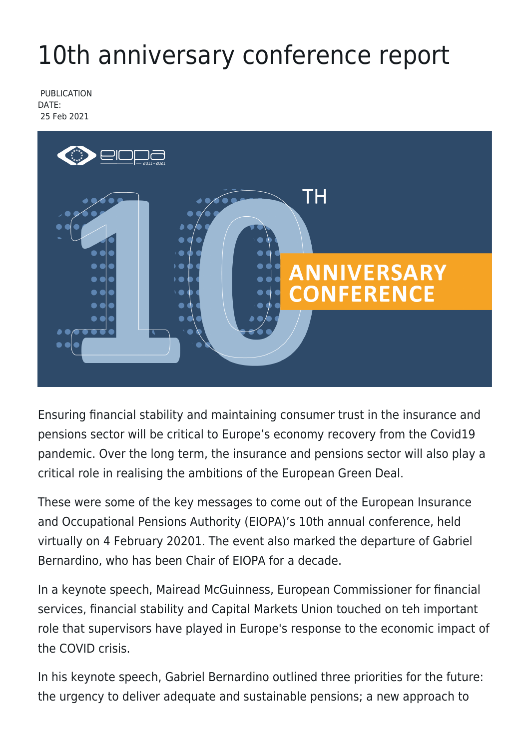# 10th anniversary conference report

PUBLICATION DATE:
25 Feb 2021

Ensuring financial stability and maintaining consumer trust in the insurance and pensions sector will be critical to Europe's economy recovery from the Covid19 pandemic. Over the long term, the insurance and pensions sector will also play a critical role in realising the ambitions of the European Green Deal.

These were some of the key messages to come out of the European Insurance and Occupational Pensions Authority (EIOPA)'s 10th annual conference, held virtually on 4 February 20201. The event also marked the departure of Gabriel Bernardino, who has been Chair of EIOPA for a decade.

In a keynote speech, Mairead McGuinness, European Commissioner for financial services, financial stability and Capital Markets Union touched on teh important role that supervisors have played in Europe's response to the economic impact of the COVID crisis.

In his keynote speech, Gabriel Bernardino outlined three priorities for the future: the urgency to deliver adequate and sustainable pensions; a new approach to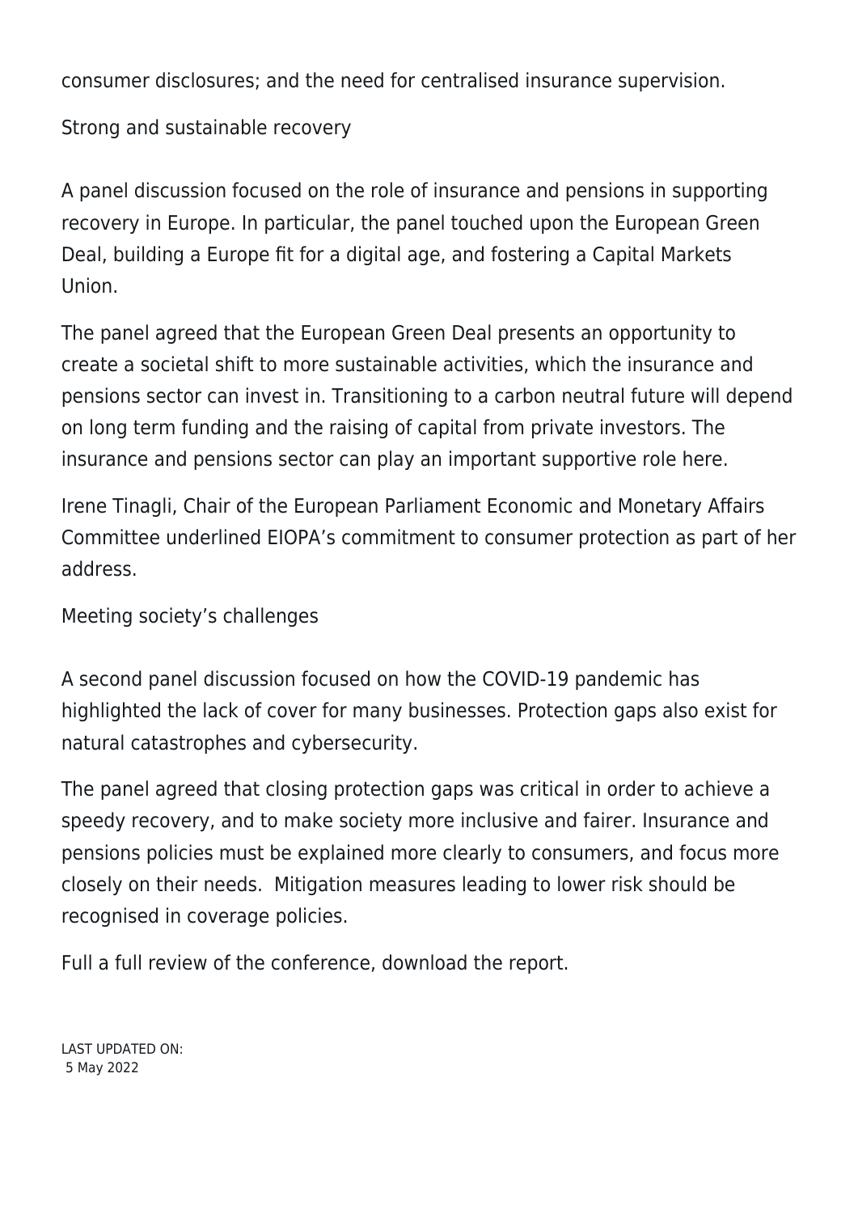consumer disclosures; and the need for centralised insurance supervision.

## Strong and sustainable recovery

A panel discussion focused on the role of insurance and pensions in supporting recovery in Europe. In particular, the panel touched upon the European Green Deal, building a Europe fit for a digital age, and fostering a Capital Markets Union.

The panel agreed that the European Green Deal presents an opportunity to create a societal shift to more sustainable activities, which the insurance and pensions sector can invest in. Transitioning to a carbon neutral future will depend on long term funding and the raising of capital from private investors. The insurance and pensions sector can play an important supportive role here.

Irene Tinagli, Chair of the European Parliament Economic and Monetary Affairs Committee underlined EIOPA's commitment to consumer protection as part of her address.

## Meeting society's challenges

A second panel discussion focused on how the COVID-19 pandemic has highlighted the lack of cover for many businesses. Protection gaps also exist for natural catastrophes and cybersecurity.

The panel agreed that closing protection gaps was critical in order to achieve a speedy recovery, and to make society more inclusive and fairer. Insurance and pensions policies must be explained more clearly to consumers, and focus more closely on their needs. Mitigation measures leading to lower risk should be recognised in coverage policies.

Full a full review of the conference, download the report.

LAST UPDATED ON:
5 May 2022